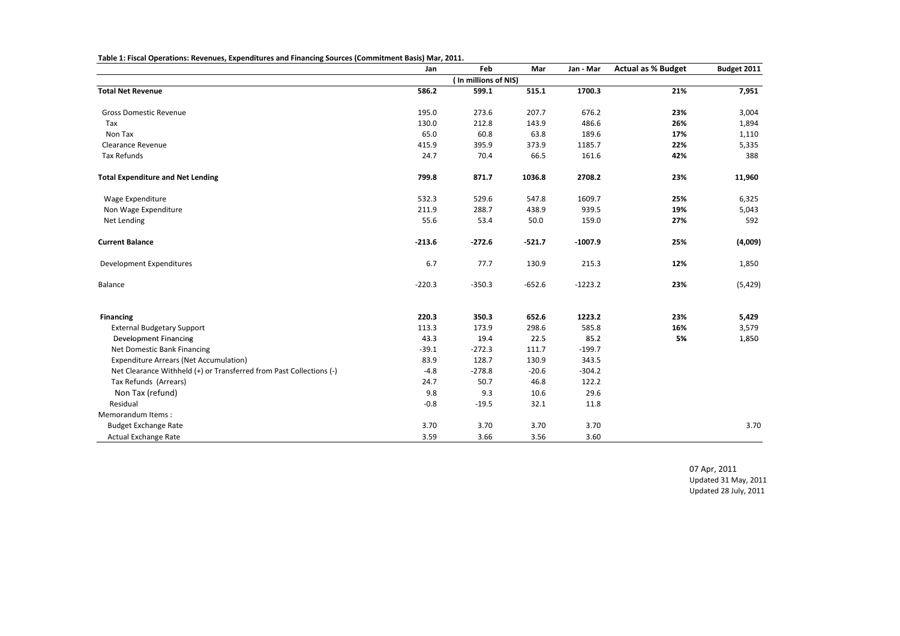**Table 1: Fiscal Operations: Revenues, Expenditures and Financing Sources (Commitment Basis) Mar, 2011.**

| | Jan | Feb | Mar | Jan - Mar | Actual as % Budget | Budget 2011 |
|---|---|---|---|---|---|---|
| | | ( In millions of NIS) | | | | |
| **Total Net Revenue** | **586.2** | **599.1** | **515.1** | **1700.3** | **21%** | **7,951** |
| Gross Domestic Revenue | 195.0 | 273.6 | 207.7 | 676.2 | **23%** | 3,004 |
| Tax | 130.0 | 212.8 | 143.9 | 486.6 | **26%** | 1,894 |
| Non Tax | 65.0 | 60.8 | 63.8 | 189.6 | **17%** | 1,110 |
| Clearance Revenue | 415.9 | 395.9 | 373.9 | 1185.7 | **22%** | 5,335 |
| Tax Refunds | 24.7 | 70.4 | 66.5 | 161.6 | **42%** | 388 |
| **Total Expenditure and Net Lending** | **799.8** | **871.7** | **1036.8** | **2708.2** | **23%** | **11,960** |
| Wage Expenditure | 532.3 | 529.6 | 547.8 | 1609.7 | **25%** | 6,325 |
| Non Wage Expenditure | 211.9 | 288.7 | 438.9 | 939.5 | **19%** | 5,043 |
| Net Lending | 55.6 | 53.4 | 50.0 | 159.0 | **27%** | 592 |
| **Current Balance** | **-213.6** | **-272.6** | **-521.7** | **-1007.9** | **25%** | **(4,009)** |
| Development Expenditures | 6.7 | 77.7 | 130.9 | 215.3 | **12%** | 1,850 |
| Balance | -220.3 | -350.3 | -652.6 | -1223.2 | **23%** | (5,429) |
| **Financing** | **220.3** | **350.3** | **652.6** | **1223.2** | **23%** | **5,429** |
| External Budgetary Support | 113.3 | 173.9 | 298.6 | 585.8 | **16%** | 3,579 |
| Development Financing | 43.3 | 19.4 | 22.5 | 85.2 | **5%** | 1,850 |
| Net Domestic Bank Financing | -39.1 | -272.3 | 111.7 | -199.7 | | |
| Expenditure Arrears (Net Accumulation) | 83.9 | 128.7 | 130.9 | 343.5 | | |
| Net Clearance Withheld (+) or Transferred from Past Collections (-) | -4.8 | -278.8 | -20.6 | -304.2 | | |
| Tax Refunds (Arrears) | 24.7 | 50.7 | 46.8 | 122.2 | | |
| Non Tax (refund) | 9.8 | 9.3 | 10.6 | 29.6 | | |
| Residual | -0.8 | -19.5 | 32.1 | 11.8 | | |
| Memorandum Items : | | | | | | |
| Budget Exchange Rate | 3.70 | 3.70 | 3.70 | 3.70 | | 3.70 |
| Actual Exchange Rate | 3.59 | 3.66 | 3.56 | 3.60 | | |

07 Apr, 2011
Updated 31 May, 2011
Updated 28 July, 2011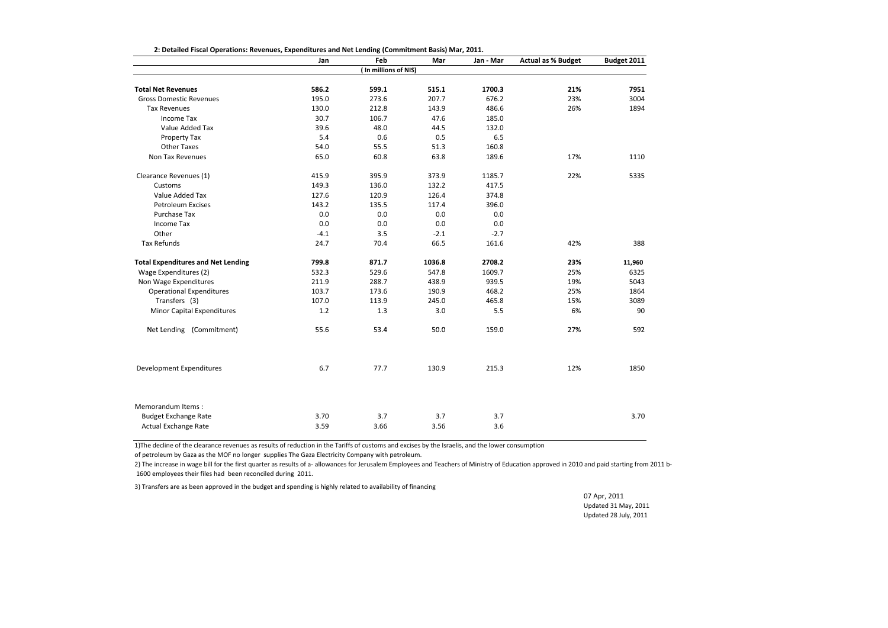**2: Detailed Fiscal Operations: Revenues, Expenditures and Net Lending (Commitment Basis) Mar, 2011.**

| | Jan | Feb | Mar | Jan - Mar | Actual as % Budget | Budget 2011 |
|---|---|---|---|---|---|---|
| | | ( In millions of NIS) | | | | |
| **Total Net Revenues** | **586.2** | **599.1** | **515.1** | **1700.3** | **21%** | **7951** |
| Gross Domestic Revenues | 195.0 | 273.6 | 207.7 | 676.2 | 23% | 3004 |
| Tax Revenues | 130.0 | 212.8 | 143.9 | 486.6 | 26% | 1894 |
| Income Tax | 30.7 | 106.7 | 47.6 | 185.0 | | |
| Value Added Tax | 39.6 | 48.0 | 44.5 | 132.0 | | |
| Property Tax | 5.4 | 0.6 | 0.5 | 6.5 | | |
| Other Taxes | 54.0 | 55.5 | 51.3 | 160.8 | | |
| Non Tax Revenues | 65.0 | 60.8 | 63.8 | 189.6 | 17% | 1110 |
| Clearance Revenues (1) | 415.9 | 395.9 | 373.9 | 1185.7 | 22% | 5335 |
| Customs | 149.3 | 136.0 | 132.2 | 417.5 | | |
| Value Added Tax | 127.6 | 120.9 | 126.4 | 374.8 | | |
| Petroleum Excises | 143.2 | 135.5 | 117.4 | 396.0 | | |
| Purchase Tax | 0.0 | 0.0 | 0.0 | 0.0 | | |
| Income Tax | 0.0 | 0.0 | 0.0 | 0.0 | | |
| Other | -4.1 | 3.5 | -2.1 | -2.7 | | |
| Tax Refunds | 24.7 | 70.4 | 66.5 | 161.6 | 42% | 388 |
| **Total Expenditures and Net Lending** | **799.8** | **871.7** | **1036.8** | **2708.2** | **23%** | **11,960** |
| Wage Expenditures (2) | 532.3 | 529.6 | 547.8 | 1609.7 | 25% | 6325 |
| Non Wage Expenditures | 211.9 | 288.7 | 438.9 | 939.5 | 19% | 5043 |
| Operational Expenditures | 103.7 | 173.6 | 190.9 | 468.2 | 25% | 1864 |
| Transfers (3) | 107.0 | 113.9 | 245.0 | 465.8 | 15% | 3089 |
| Minor Capital Expenditures | 1.2 | 1.3 | 3.0 | 5.5 | 6% | 90 |
| Net Lending (Commitment) | 55.6 | 53.4 | 50.0 | 159.0 | 27% | 592 |
| Development Expenditures | 6.7 | 77.7 | 130.9 | 215.3 | 12% | 1850 |
| Memorandum Items : | | | | | | |
| Budget Exchange Rate | 3.70 | 3.7 | 3.7 | 3.7 | | 3.70 |
| Actual Exchange Rate | 3.59 | 3.66 | 3.56 | 3.6 | | |

1)The decline of the clearance revenues as results of reduction in the Tariffs of customs and excises by the Israelis, and the lower consumption of petroleum by Gaza as the MOF no longer supplies The Gaza Electricity Company with petroleum.

2) The increase in wage bill for the first quarter as results of a- allowances for Jerusalem Employees and Teachers of Ministry of Education approved in 2010 and paid starting from 2011 b- 1600 employees their files had been reconciled during 2011.

3) Transfers are as been approved in the budget and spending is highly related to availability of financing

07 Apr, 2011
Updated 31 May, 2011
Updated 28 July, 2011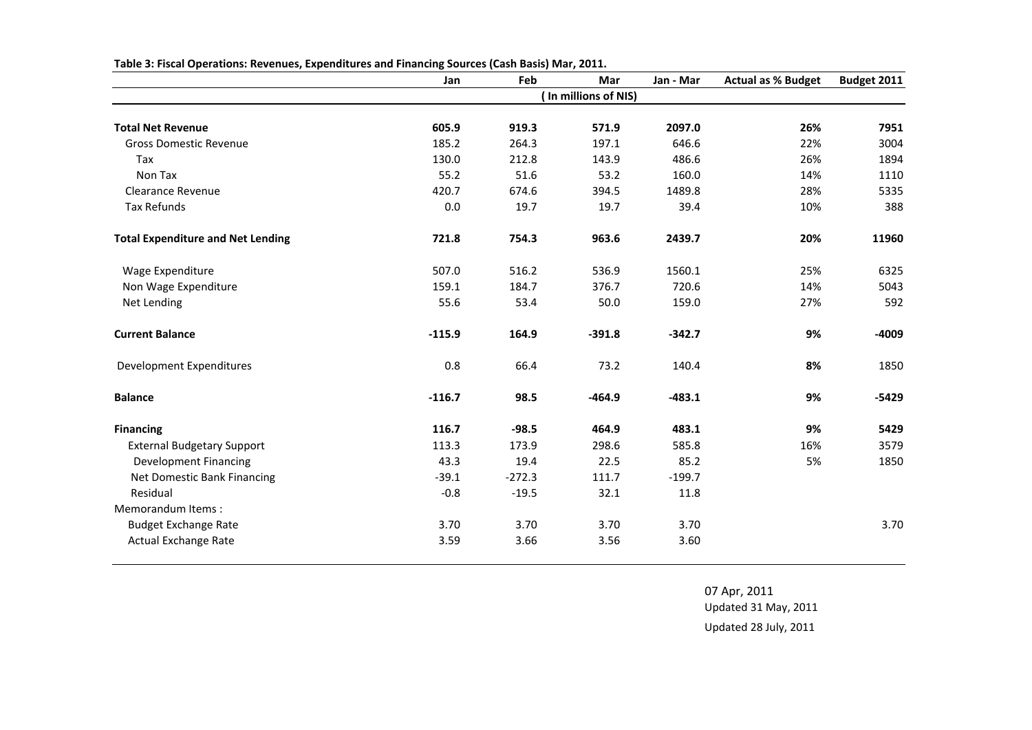**Table 3: Fiscal Operations: Revenues, Expenditures and Financing Sources (Cash Basis) Mar, 2011.**

| | Jan | Feb | Mar | Jan - Mar | Actual as % Budget | Budget 2011 |
|---|---|---|---|---|---|---|
| | ( In millions of NIS) | | | | | |
| **Total Net Revenue** | **605.9** | **919.3** | **571.9** | **2097.0** | **26%** | **7951** |
| Gross Domestic Revenue | 185.2 | 264.3 | 197.1 | 646.6 | 22% | 3004 |
| Tax | 130.0 | 212.8 | 143.9 | 486.6 | 26% | 1894 |
| Non Tax | 55.2 | 51.6 | 53.2 | 160.0 | 14% | 1110 |
| Clearance Revenue | 420.7 | 674.6 | 394.5 | 1489.8 | 28% | 5335 |
| Tax Refunds | 0.0 | 19.7 | 19.7 | 39.4 | 10% | 388 |
| **Total Expenditure and Net Lending** | **721.8** | **754.3** | **963.6** | **2439.7** | **20%** | **11960** |
| Wage Expenditure | 507.0 | 516.2 | 536.9 | 1560.1 | 25% | 6325 |
| Non Wage Expenditure | 159.1 | 184.7 | 376.7 | 720.6 | 14% | 5043 |
| Net Lending | 55.6 | 53.4 | 50.0 | 159.0 | 27% | 592 |
| **Current Balance** | **-115.9** | **164.9** | **-391.8** | **-342.7** | **9%** | **-4009** |
| Development Expenditures | 0.8 | 66.4 | 73.2 | 140.4 | **8%** | 1850 |
| **Balance** | **-116.7** | **98.5** | **-464.9** | **-483.1** | **9%** | **-5429** |
| **Financing** | **116.7** | **-98.5** | **464.9** | **483.1** | **9%** | **5429** |
| External Budgetary Support | 113.3 | 173.9 | 298.6 | 585.8 | 16% | 3579 |
| Development Financing | 43.3 | 19.4 | 22.5 | 85.2 | 5% | 1850 |
| Net Domestic Bank Financing | -39.1 | -272.3 | 111.7 | -199.7 | | |
| Residual | -0.8 | -19.5 | 32.1 | 11.8 | | |
| Memorandum Items : | | | | | | |
| Budget Exchange Rate | 3.70 | 3.70 | 3.70 | 3.70 | | 3.70 |
| Actual Exchange Rate | 3.59 | 3.66 | 3.56 | 3.60 | | |

07 Apr, 2011
Updated 31 May, 2011
Updated 28 July, 2011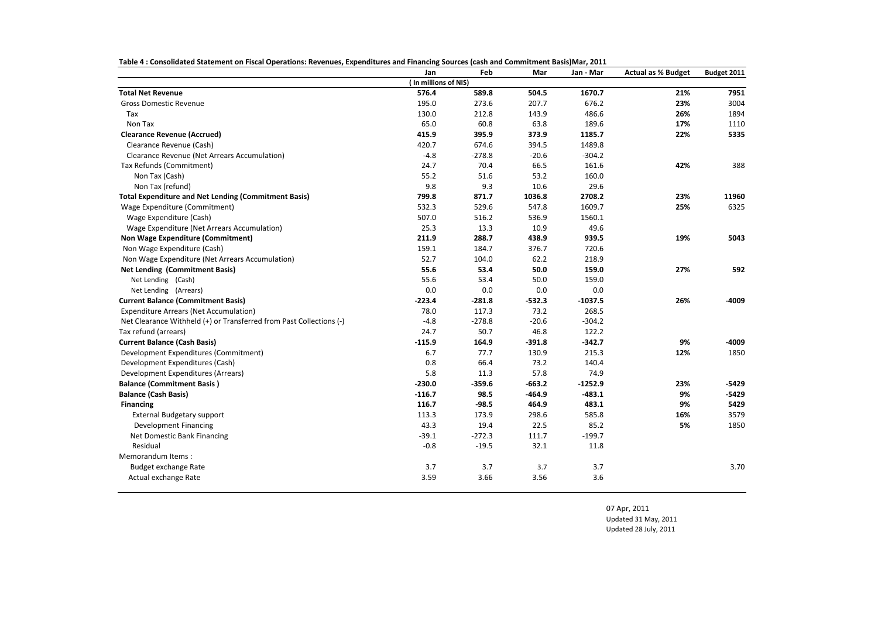**Table 4 : Consolidated Statement on Fiscal Operations: Revenues, Expenditures and Financing Sources (cash and Commitment Basis)Mar, 2011**

| | Jan | Feb | Mar | Jan - Mar | Actual as % Budget | Budget 2011 |
|---|---|---|---|---|---|---|
| | ( In millions of NIS) | | | | | |
| **Total Net Revenue** | **576.4** | **589.8** | **504.5** | **1670.7** | **21%** | **7951** |
| Gross Domestic Revenue | 195.0 | 273.6 | 207.7 | 676.2 | **23%** | 3004 |
| Tax | 130.0 | 212.8 | 143.9 | 486.6 | **26%** | 1894 |
| Non Tax | 65.0 | 60.8 | 63.8 | 189.6 | **17%** | 1110 |
| **Clearance Revenue (Accrued)** | **415.9** | **395.9** | **373.9** | **1185.7** | **22%** | **5335** |
| Clearance Revenue (Cash) | 420.7 | 674.6 | 394.5 | 1489.8 | | |
| Clearance Revenue (Net Arrears Accumulation) | -4.8 | -278.8 | -20.6 | -304.2 | | |
| Tax Refunds (Commitment) | 24.7 | 70.4 | 66.5 | 161.6 | **42%** | 388 |
| Non Tax (Cash) | 55.2 | 51.6 | 53.2 | 160.0 | | |
| Non Tax (refund) | 9.8 | 9.3 | 10.6 | 29.6 | | |
| **Total Expenditure and Net Lending (Commitment Basis)** | **799.8** | **871.7** | **1036.8** | **2708.2** | **23%** | **11960** |
| Wage Expenditure (Commitment) | 532.3 | 529.6 | 547.8 | 1609.7 | **25%** | 6325 |
| Wage Expenditure (Cash) | 507.0 | 516.2 | 536.9 | 1560.1 | | |
| Wage Expenditure (Net Arrears Accumulation) | 25.3 | 13.3 | 10.9 | 49.6 | | |
| **Non Wage Expenditure (Commitment)** | **211.9** | **288.7** | **438.9** | **939.5** | **19%** | **5043** |
| Non Wage Expenditure (Cash) | 159.1 | 184.7 | 376.7 | 720.6 | | |
| Non Wage Expenditure (Net Arrears Accumulation) | 52.7 | 104.0 | 62.2 | 218.9 | | |
| **Net Lending (Commitment Basis)** | **55.6** | **53.4** | **50.0** | **159.0** | **27%** | **592** |
| Net Lending (Cash) | 55.6 | 53.4 | 50.0 | 159.0 | | |
| Net Lending (Arrears) | 0.0 | 0.0 | 0.0 | 0.0 | | |
| **Current Balance (Commitment Basis)** | **-223.4** | **-281.8** | **-532.3** | **-1037.5** | **26%** | **-4009** |
| Expenditure Arrears (Net Accumulation) | 78.0 | 117.3 | 73.2 | 268.5 | | |
| Net Clearance Withheld (+) or Transferred from Past Collections (-) | -4.8 | -278.8 | -20.6 | -304.2 | | |
| Tax refund (arrears) | 24.7 | 50.7 | 46.8 | 122.2 | | |
| **Current Balance (Cash Basis)** | **-115.9** | **164.9** | **-391.8** | **-342.7** | **9%** | **-4009** |
| Development Expenditures (Commitment) | 6.7 | 77.7 | 130.9 | 215.3 | **12%** | 1850 |
| Development Expenditures (Cash) | 0.8 | 66.4 | 73.2 | 140.4 | | |
| Development Expenditures (Arrears) | 5.8 | 11.3 | 57.8 | 74.9 | | |
| **Balance (Commitment Basis )** | **-230.0** | **-359.6** | **-663.2** | **-1252.9** | **23%** | **-5429** |
| **Balance (Cash Basis)** | **-116.7** | **98.5** | **-464.9** | **-483.1** | **9%** | **-5429** |
| **Financing** | **116.7** | **-98.5** | **464.9** | **483.1** | **9%** | **5429** |
| External Budgetary support | 113.3 | 173.9 | 298.6 | 585.8 | **16%** | 3579 |
| Development Financing | 43.3 | 19.4 | 22.5 | 85.2 | **5%** | 1850 |
| Net Domestic Bank Financing | -39.1 | -272.3 | 111.7 | -199.7 | | |
| Residual | -0.8 | -19.5 | 32.1 | 11.8 | | |
| Memorandum Items : | | | | | | |
| Budget exchange Rate | 3.7 | 3.7 | 3.7 | 3.7 | | 3.70 |
| Actual exchange Rate | 3.59 | 3.66 | 3.56 | 3.6 | | |

07 Apr, 2011
Updated 31 May, 2011
Updated 28 July, 2011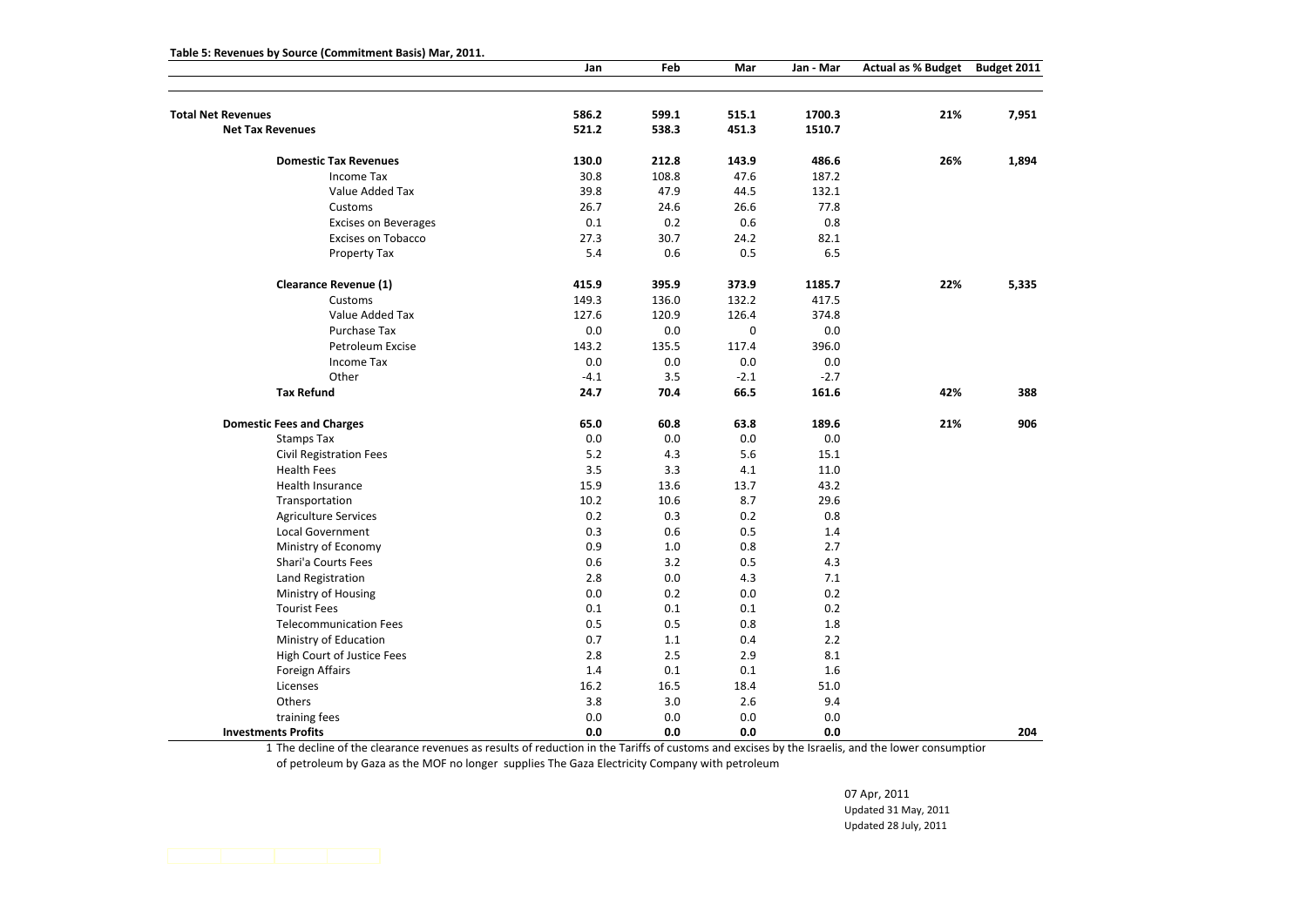**Table 5: Revenues by Source (Commitment Basis) Mar, 2011.**

| | Jan | Feb | Mar | Jan - Mar | Actual as % Budget | Budget 2011 |
|---|---|---|---|---|---|---|
| **Total Net Revenues** | **586.2** | **599.1** | **515.1** | **1700.3** | **21%** | **7,951** |
| **Net Tax Revenues** | **521.2** | **538.3** | **451.3** | **1510.7** | | |
| **Domestic Tax Revenues** | **130.0** | **212.8** | **143.9** | **486.6** | **26%** | **1,894** |
| Income Tax | 30.8 | 108.8 | 47.6 | 187.2 | | |
| Value Added Tax | 39.8 | 47.9 | 44.5 | 132.1 | | |
| Customs | 26.7 | 24.6 | 26.6 | 77.8 | | |
| Excises on Beverages | 0.1 | 0.2 | 0.6 | 0.8 | | |
| Excises on Tobacco | 27.3 | 30.7 | 24.2 | 82.1 | | |
| Property Tax | 5.4 | 0.6 | 0.5 | 6.5 | | |
| **Clearance Revenue (1)** | **415.9** | **395.9** | **373.9** | **1185.7** | **22%** | **5,335** |
| Customs | 149.3 | 136.0 | 132.2 | 417.5 | | |
| Value Added Tax | 127.6 | 120.9 | 126.4 | 374.8 | | |
| Purchase Tax | 0.0 | 0.0 | 0 | 0.0 | | |
| Petroleum Excise | 143.2 | 135.5 | 117.4 | 396.0 | | |
| Income Tax | 0.0 | 0.0 | 0.0 | 0.0 | | |
| Other | -4.1 | 3.5 | -2.1 | -2.7 | | |
| **Tax Refund** | **24.7** | **70.4** | **66.5** | **161.6** | **42%** | **388** |
| **Domestic Fees and Charges** | **65.0** | **60.8** | **63.8** | **189.6** | **21%** | **906** |
| Stamps Tax | 0.0 | 0.0 | 0.0 | 0.0 | | |
| Civil Registration Fees | 5.2 | 4.3 | 5.6 | 15.1 | | |
| Health Fees | 3.5 | 3.3 | 4.1 | 11.0 | | |
| Health Insurance | 15.9 | 13.6 | 13.7 | 43.2 | | |
| Transportation | 10.2 | 10.6 | 8.7 | 29.6 | | |
| Agriculture Services | 0.2 | 0.3 | 0.2 | 0.8 | | |
| Local Government | 0.3 | 0.6 | 0.5 | 1.4 | | |
| Ministry of Economy | 0.9 | 1.0 | 0.8 | 2.7 | | |
| Shari'a Courts Fees | 0.6 | 3.2 | 0.5 | 4.3 | | |
| Land Registration | 2.8 | 0.0 | 4.3 | 7.1 | | |
| Ministry of Housing | 0.0 | 0.2 | 0.0 | 0.2 | | |
| Tourist Fees | 0.1 | 0.1 | 0.1 | 0.2 | | |
| Telecommunication Fees | 0.5 | 0.5 | 0.8 | 1.8 | | |
| Ministry of Education | 0.7 | 1.1 | 0.4 | 2.2 | | |
| High Court of Justice Fees | 2.8 | 2.5 | 2.9 | 8.1 | | |
| Foreign Affairs | 1.4 | 0.1 | 0.1 | 1.6 | | |
| Licenses | 16.2 | 16.5 | 18.4 | 51.0 | | |
| Others | 3.8 | 3.0 | 2.6 | 9.4 | | |
| training fees | 0.0 | 0.0 | 0.0 | 0.0 | | |
| **Investments Profits** | **0.0** | **0.0** | **0.0** | **0.0** | | **204** |

1 The decline of the clearance revenues as results of reduction in the Tariffs of customs and excises by the Israelis, and the lower consumptior of petroleum by Gaza as the MOF no longer supplies The Gaza Electricity Company with petroleum

07 Apr, 2011
Updated 31 May, 2011
Updated 28 July, 2011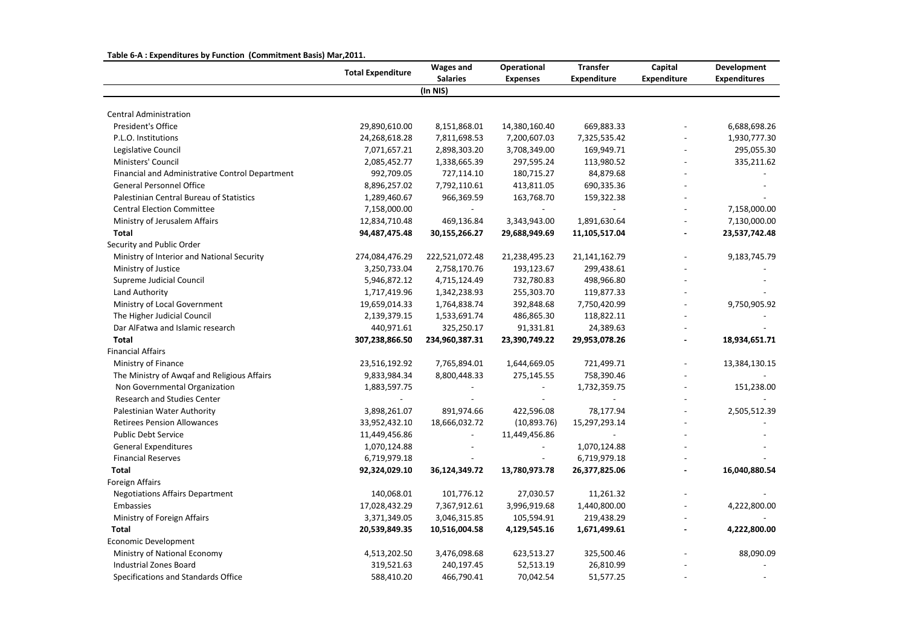**Table 6-A : Expenditures by Function (Commitment Basis) Mar,2011.**

| | Total Expenditure | Wages and Salaries | Operational Expenses | Transfer Expenditure | Capital Expenditure | Development Expenditures |
|---|---|---|---|---|---|---|
| | | (In NIS) | | | | |
| Central Administration | | | | | | |
| President's Office | 29,890,610.00 | 8,151,868.01 | 14,380,160.40 | 669,883.33 | - | 6,688,698.26 |
| P.L.O. Institutions | 24,268,618.28 | 7,811,698.53 | 7,200,607.03 | 7,325,535.42 | - | 1,930,777.30 |
| Legislative Council | 7,071,657.21 | 2,898,303.20 | 3,708,349.00 | 169,949.71 | - | 295,055.30 |
| Ministers' Council | 2,085,452.77 | 1,338,665.39 | 297,595.24 | 113,980.52 | - | 335,211.62 |
| Financial and Administrative Control Department | 992,709.05 | 727,114.10 | 180,715.27 | 84,879.68 | - | - |
| General Personnel Office | 8,896,257.02 | 7,792,110.61 | 413,811.05 | 690,335.36 | - | - |
| Palestinian Central Bureau of Statistics | 1,289,460.67 | 966,369.59 | 163,768.70 | 159,322.38 | - | - |
| Central Election Committee | 7,158,000.00 | - | - | - | - | 7,158,000.00 |
| Ministry of Jerusalem Affairs | 12,834,710.48 | 469,136.84 | 3,343,943.00 | 1,891,630.64 | - | 7,130,000.00 |
| **Total** | **94,487,475.48** | **30,155,266.27** | **29,688,949.69** | **11,105,517.04** | **-** | **23,537,742.48** |
| Security and Public Order | | | | | | |
| Ministry of Interior and National Security | 274,084,476.29 | 222,521,072.48 | 21,238,495.23 | 21,141,162.79 | - | 9,183,745.79 |
| Ministry of Justice | 3,250,733.04 | 2,758,170.76 | 193,123.67 | 299,438.61 | - | - |
| Supreme Judicial Council | 5,946,872.12 | 4,715,124.49 | 732,780.83 | 498,966.80 | - | - |
| Land Authority | 1,717,419.96 | 1,342,238.93 | 255,303.70 | 119,877.33 | - | - |
| Ministry of Local Government | 19,659,014.33 | 1,764,838.74 | 392,848.68 | 7,750,420.99 | - | 9,750,905.92 |
| The Higher Judicial Council | 2,139,379.15 | 1,533,691.74 | 486,865.30 | 118,822.11 | - | - |
| Dar AlFatwa and Islamic research | 440,971.61 | 325,250.17 | 91,331.81 | 24,389.63 | - | - |
| **Total** | **307,238,866.50** | **234,960,387.31** | **23,390,749.22** | **29,953,078.26** | **-** | **18,934,651.71** |
| Financial Affairs | | | | | | |
| Ministry of Finance | 23,516,192.92 | 7,765,894.01 | 1,644,669.05 | 721,499.71 | - | 13,384,130.15 |
| The Ministry of Awqaf and Religious Affairs | 9,833,984.34 | 8,800,448.33 | 275,145.55 | 758,390.46 | - | - |
| Non Governmental Organization | 1,883,597.75 | - | - | 1,732,359.75 | - | 151,238.00 |
| Research and Studies Center | - | - | - | - | - | - |
| Palestinian Water Authority | 3,898,261.07 | 891,974.66 | 422,596.08 | 78,177.94 | - | 2,505,512.39 |
| Retirees Pension Allowances | 33,952,432.10 | 18,666,032.72 | (10,893.76) | 15,297,293.14 | - | - |
| Public Debt Service | 11,449,456.86 | - | 11,449,456.86 | - | - | - |
| General Expenditures | 1,070,124.88 | - | - | 1,070,124.88 | - | - |
| Financial Reserves | 6,719,979.18 | - | - | 6,719,979.18 | - | - |
| **Total** | **92,324,029.10** | **36,124,349.72** | **13,780,973.78** | **26,377,825.06** | **-** | **16,040,880.54** |
| Foreign Affairs | | | | | | |
| Negotiations Affairs Department | 140,068.01 | 101,776.12 | 27,030.57 | 11,261.32 | - | - |
| Embassies | 17,028,432.29 | 7,367,912.61 | 3,996,919.68 | 1,440,800.00 | - | 4,222,800.00 |
| Ministry of Foreign Affairs | 3,371,349.05 | 3,046,315.85 | 105,594.91 | 219,438.29 | - | - |
| **Total** | **20,539,849.35** | **10,516,004.58** | **4,129,545.16** | **1,671,499.61** | **-** | **4,222,800.00** |
| Economic Development | | | | | | |
| Ministry of National Economy | 4,513,202.50 | 3,476,098.68 | 623,513.27 | 325,500.46 | - | 88,090.09 |
| Industrial Zones Board | 319,521.63 | 240,197.45 | 52,513.19 | 26,810.99 | - | - |
| Specifications and Standards Office | 588,410.20 | 466,790.41 | 70,042.54 | 51,577.25 | - | - |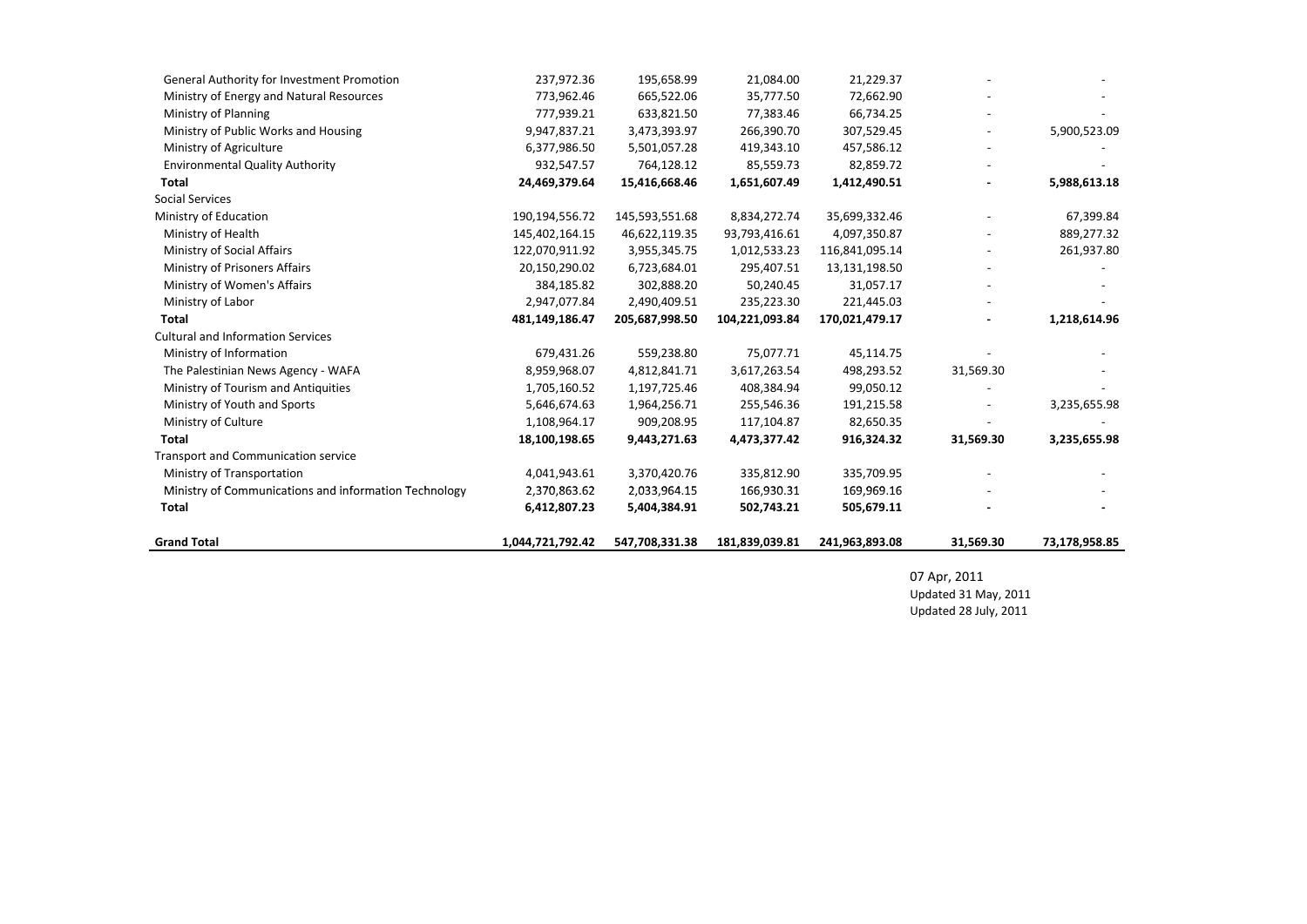| | | | | | | |
|---|---|---|---|---|---|---|
| General Authority for Investment Promotion | 237,972.36 | 195,658.99 | 21,084.00 | 21,229.37 | - | - |
| Ministry of Energy and Natural Resources | 773,962.46 | 665,522.06 | 35,777.50 | 72,662.90 | - | - |
| Ministry of Planning | 777,939.21 | 633,821.50 | 77,383.46 | 66,734.25 | - | - |
| Ministry of Public Works and Housing | 9,947,837.21 | 3,473,393.97 | 266,390.70 | 307,529.45 | - | 5,900,523.09 |
| Ministry of Agriculture | 6,377,986.50 | 5,501,057.28 | 419,343.10 | 457,586.12 | - | - |
| Environmental Quality Authority | 932,547.57 | 764,128.12 | 85,559.73 | 82,859.72 | - | - |
| **Total** | **24,469,379.64** | **15,416,668.46** | **1,651,607.49** | **1,412,490.51** | **-** | **5,988,613.18** |
| Social Services | | | | | | |
| Ministry of Education | 190,194,556.72 | 145,593,551.68 | 8,834,272.74 | 35,699,332.46 | - | 67,399.84 |
| Ministry of Health | 145,402,164.15 | 46,622,119.35 | 93,793,416.61 | 4,097,350.87 | - | 889,277.32 |
| Ministry of Social Affairs | 122,070,911.92 | 3,955,345.75 | 1,012,533.23 | 116,841,095.14 | - | 261,937.80 |
| Ministry of Prisoners Affairs | 20,150,290.02 | 6,723,684.01 | 295,407.51 | 13,131,198.50 | - | - |
| Ministry of Women's Affairs | 384,185.82 | 302,888.20 | 50,240.45 | 31,057.17 | - | - |
| Ministry of Labor | 2,947,077.84 | 2,490,409.51 | 235,223.30 | 221,445.03 | - | - |
| **Total** | **481,149,186.47** | **205,687,998.50** | **104,221,093.84** | **170,021,479.17** | **-** | **1,218,614.96** |
| Cultural and Information Services | | | | | | |
| Ministry of Information | 679,431.26 | 559,238.80 | 75,077.71 | 45,114.75 | - | - |
| The Palestinian News Agency - WAFA | 8,959,968.07 | 4,812,841.71 | 3,617,263.54 | 498,293.52 | 31,569.30 | - |
| Ministry of Tourism and Antiquities | 1,705,160.52 | 1,197,725.46 | 408,384.94 | 99,050.12 | - | - |
| Ministry of Youth and Sports | 5,646,674.63 | 1,964,256.71 | 255,546.36 | 191,215.58 | - | 3,235,655.98 |
| Ministry of Culture | 1,108,964.17 | 909,208.95 | 117,104.87 | 82,650.35 | - | - |
| **Total** | **18,100,198.65** | **9,443,271.63** | **4,473,377.42** | **916,324.32** | **31,569.30** | **3,235,655.98** |
| Transport and Communication service | | | | | | |
| Ministry of Transportation | 4,041,943.61 | 3,370,420.76 | 335,812.90 | 335,709.95 | - | - |
| Ministry of Communications and information Technology | 2,370,863.62 | 2,033,964.15 | 166,930.31 | 169,969.16 | - | - |
| **Total** | **6,412,807.23** | **5,404,384.91** | **502,743.21** | **505,679.11** | **-** | **-** |
| **Grand Total** | **1,044,721,792.42** | **547,708,331.38** | **181,839,039.81** | **241,963,893.08** | **31,569.30** | **73,178,958.85** |

07 Apr, 2011
Updated 31 May, 2011
Updated 28 July, 2011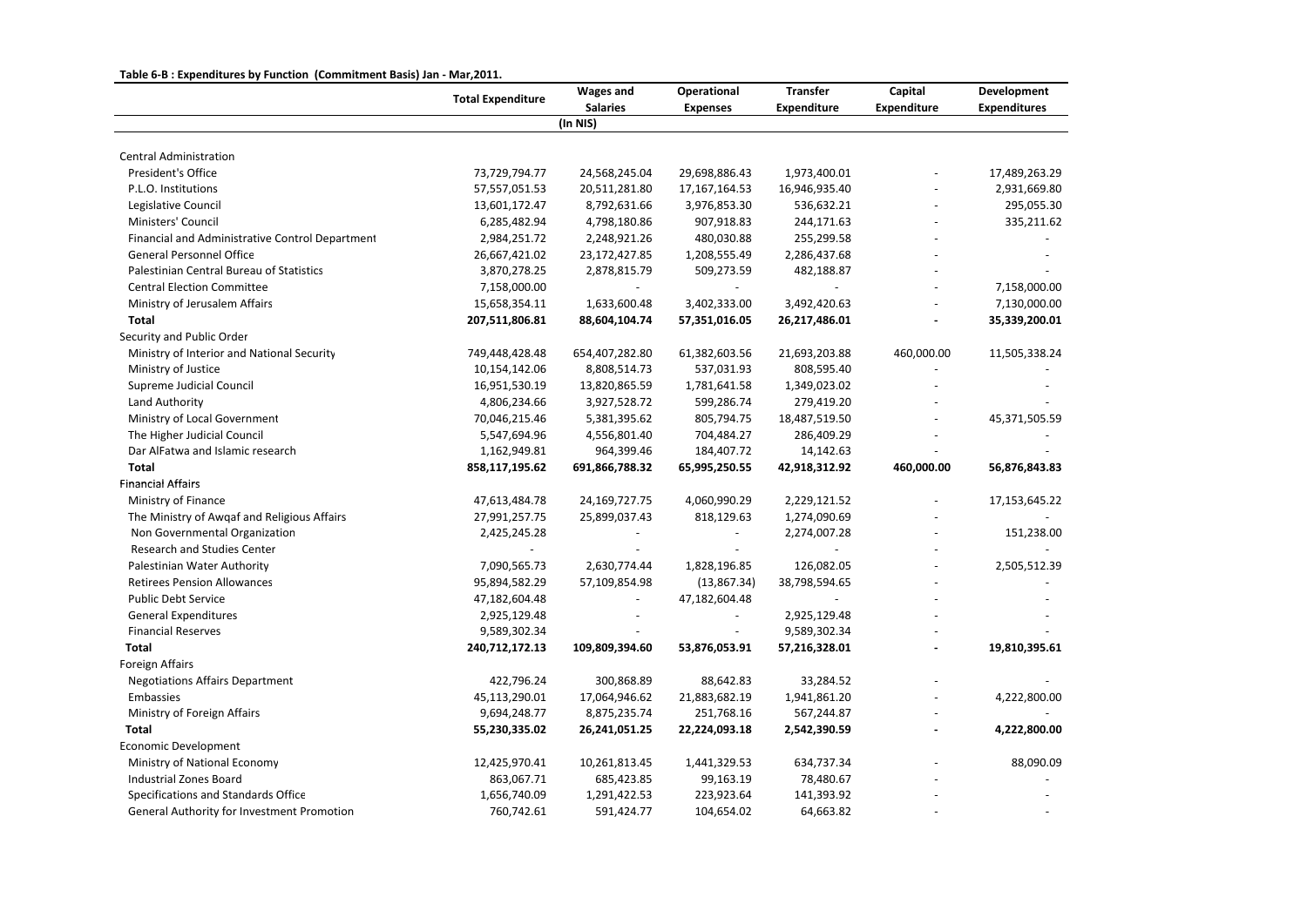**Table 6-B : Expenditures by Function (Commitment Basis) Jan - Mar,2011.**

| | Total Expenditure | Wages and Salaries | Operational Expenses | Transfer Expenditure | Capital Expenditure | Development Expenditures |
|---|---|---|---|---|---|---|
| | | (In NIS) | | | | |
| Central Administration | | | | | | |
| President's Office | 73,729,794.77 | 24,568,245.04 | 29,698,886.43 | 1,973,400.01 | - | 17,489,263.29 |
| P.L.O. Institutions | 57,557,051.53 | 20,511,281.80 | 17,167,164.53 | 16,946,935.40 | - | 2,931,669.80 |
| Legislative Council | 13,601,172.47 | 8,792,631.66 | 3,976,853.30 | 536,632.21 | - | 295,055.30 |
| Ministers' Council | 6,285,482.94 | 4,798,180.86 | 907,918.83 | 244,171.63 | - | 335,211.62 |
| Financial and Administrative Control Department | 2,984,251.72 | 2,248,921.26 | 480,030.88 | 255,299.58 | - | - |
| General Personnel Office | 26,667,421.02 | 23,172,427.85 | 1,208,555.49 | 2,286,437.68 | - | - |
| Palestinian Central Bureau of Statistics | 3,870,278.25 | 2,878,815.79 | 509,273.59 | 482,188.87 | - | - |
| Central Election Committee | 7,158,000.00 | - | - | - | - | 7,158,000.00 |
| Ministry of Jerusalem Affairs | 15,658,354.11 | 1,633,600.48 | 3,402,333.00 | 3,492,420.63 | - | 7,130,000.00 |
| **Total** | **207,511,806.81** | **88,604,104.74** | **57,351,016.05** | **26,217,486.01** | **-** | **35,339,200.01** |
| Security and Public Order | | | | | | |
| Ministry of Interior and National Security | 749,448,428.48 | 654,407,282.80 | 61,382,603.56 | 21,693,203.88 | 460,000.00 | 11,505,338.24 |
| Ministry of Justice | 10,154,142.06 | 8,808,514.73 | 537,031.93 | 808,595.40 | - | - |
| Supreme Judicial Council | 16,951,530.19 | 13,820,865.59 | 1,781,641.58 | 1,349,023.02 | - | - |
| Land Authority | 4,806,234.66 | 3,927,528.72 | 599,286.74 | 279,419.20 | - | - |
| Ministry of Local Government | 70,046,215.46 | 5,381,395.62 | 805,794.75 | 18,487,519.50 | - | 45,371,505.59 |
| The Higher Judicial Council | 5,547,694.96 | 4,556,801.40 | 704,484.27 | 286,409.29 | - | - |
| Dar AlFatwa and Islamic research | 1,162,949.81 | 964,399.46 | 184,407.72 | 14,142.63 | - | - |
| **Total** | **858,117,195.62** | **691,866,788.32** | **65,995,250.55** | **42,918,312.92** | **460,000.00** | **56,876,843.83** |
| Financial Affairs | | | | | | |
| Ministry of Finance | 47,613,484.78 | 24,169,727.75 | 4,060,990.29 | 2,229,121.52 | - | 17,153,645.22 |
| The Ministry of Awqaf and Religious Affairs | 27,991,257.75 | 25,899,037.43 | 818,129.63 | 1,274,090.69 | - | - |
| Non Governmental Organization | 2,425,245.28 | - | - | 2,274,007.28 | - | 151,238.00 |
| Research and Studies Center | - | - | - | - | - | - |
| Palestinian Water Authority | 7,090,565.73 | 2,630,774.44 | 1,828,196.85 | 126,082.05 | - | 2,505,512.39 |
| Retirees Pension Allowances | 95,894,582.29 | 57,109,854.98 | (13,867.34) | 38,798,594.65 | - | - |
| Public Debt Service | 47,182,604.48 | - | 47,182,604.48 | - | - | - |
| General Expenditures | 2,925,129.48 | - | - | 2,925,129.48 | - | - |
| Financial Reserves | 9,589,302.34 | - | - | 9,589,302.34 | - | - |
| **Total** | **240,712,172.13** | **109,809,394.60** | **53,876,053.91** | **57,216,328.01** | **-** | **19,810,395.61** |
| Foreign Affairs | | | | | | |
| Negotiations Affairs Department | 422,796.24 | 300,868.89 | 88,642.83 | 33,284.52 | - | - |
| Embassies | 45,113,290.01 | 17,064,946.62 | 21,883,682.19 | 1,941,861.20 | - | 4,222,800.00 |
| Ministry of Foreign Affairs | 9,694,248.77 | 8,875,235.74 | 251,768.16 | 567,244.87 | - | - |
| **Total** | **55,230,335.02** | **26,241,051.25** | **22,224,093.18** | **2,542,390.59** | **-** | **4,222,800.00** |
| Economic Development | | | | | | |
| Ministry of National Economy | 12,425,970.41 | 10,261,813.45 | 1,441,329.53 | 634,737.34 | - | 88,090.09 |
| Industrial Zones Board | 863,067.71 | 685,423.85 | 99,163.19 | 78,480.67 | - | - |
| Specifications and Standards Office | 1,656,740.09 | 1,291,422.53 | 223,923.64 | 141,393.92 | - | - |
| General Authority for Investment Promotion | 760,742.61 | 591,424.77 | 104,654.02 | 64,663.82 | - | - |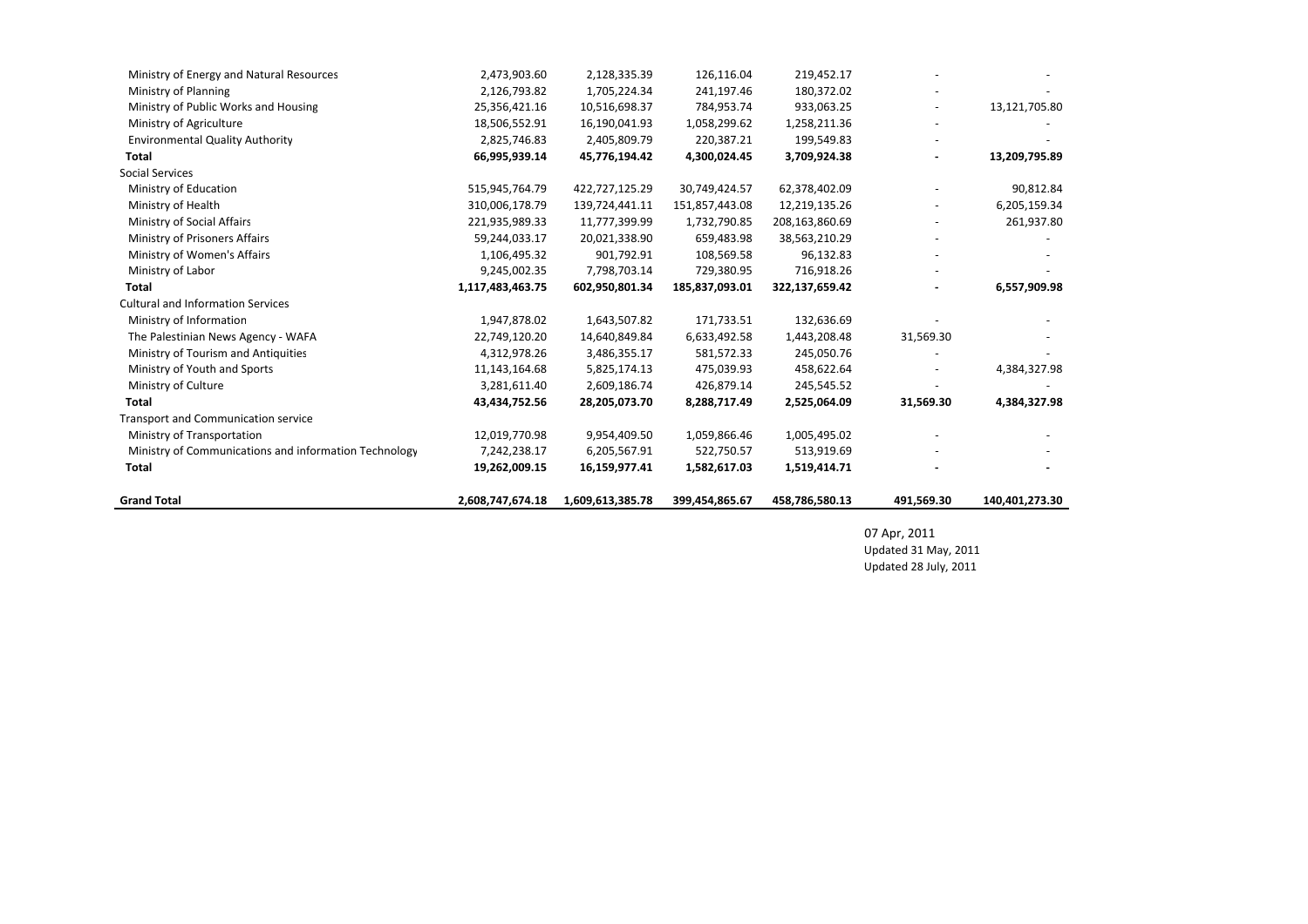| | | | | | | |
|---|---|---|---|---|---|---|
| Ministry of Energy and Natural Resources | 2,473,903.60 | 2,128,335.39 | 126,116.04 | 219,452.17 | - | - |
| Ministry of Planning | 2,126,793.82 | 1,705,224.34 | 241,197.46 | 180,372.02 | - | - |
| Ministry of Public Works and Housing | 25,356,421.16 | 10,516,698.37 | 784,953.74 | 933,063.25 | - | 13,121,705.80 |
| Ministry of Agriculture | 18,506,552.91 | 16,190,041.93 | 1,058,299.62 | 1,258,211.36 | - | - |
| Environmental Quality Authority | 2,825,746.83 | 2,405,809.79 | 220,387.21 | 199,549.83 | - | - |
| **Total** | **66,995,939.14** | **45,776,194.42** | **4,300,024.45** | **3,709,924.38** | **-** | **13,209,795.89** |
| Social Services | | | | | | |
| Ministry of Education | 515,945,764.79 | 422,727,125.29 | 30,749,424.57 | 62,378,402.09 | - | 90,812.84 |
| Ministry of Health | 310,006,178.79 | 139,724,441.11 | 151,857,443.08 | 12,219,135.26 | - | 6,205,159.34 |
| Ministry of Social Affairs | 221,935,989.33 | 11,777,399.99 | 1,732,790.85 | 208,163,860.69 | - | 261,937.80 |
| Ministry of Prisoners Affairs | 59,244,033.17 | 20,021,338.90 | 659,483.98 | 38,563,210.29 | - | - |
| Ministry of Women's Affairs | 1,106,495.32 | 901,792.91 | 108,569.58 | 96,132.83 | - | - |
| Ministry of Labor | 9,245,002.35 | 7,798,703.14 | 729,380.95 | 716,918.26 | - | - |
| **Total** | **1,117,483,463.75** | **602,950,801.34** | **185,837,093.01** | **322,137,659.42** | **-** | **6,557,909.98** |
| Cultural and Information Services | | | | | | |
| Ministry of Information | 1,947,878.02 | 1,643,507.82 | 171,733.51 | 132,636.69 | - | - |
| The Palestinian News Agency - WAFA | 22,749,120.20 | 14,640,849.84 | 6,633,492.58 | 1,443,208.48 | 31,569.30 | - |
| Ministry of Tourism and Antiquities | 4,312,978.26 | 3,486,355.17 | 581,572.33 | 245,050.76 | - | - |
| Ministry of Youth and Sports | 11,143,164.68 | 5,825,174.13 | 475,039.93 | 458,622.64 | - | 4,384,327.98 |
| Ministry of Culture | 3,281,611.40 | 2,609,186.74 | 426,879.14 | 245,545.52 | - | - |
| **Total** | **43,434,752.56** | **28,205,073.70** | **8,288,717.49** | **2,525,064.09** | **31,569.30** | **4,384,327.98** |
| Transport and Communication service | | | | | | |
| Ministry of Transportation | 12,019,770.98 | 9,954,409.50 | 1,059,866.46 | 1,005,495.02 | - | - |
| Ministry of Communications and information Technology | 7,242,238.17 | 6,205,567.91 | 522,750.57 | 513,919.69 | - | - |
| **Total** | **19,262,009.15** | **16,159,977.41** | **1,582,617.03** | **1,519,414.71** | **-** | **-** |
| **Grand Total** | **2,608,747,674.18** | **1,609,613,385.78** | **399,454,865.67** | **458,786,580.13** | **491,569.30** | **140,401,273.30** |

07 Apr, 2011
Updated 31 May, 2011
Updated 28 July, 2011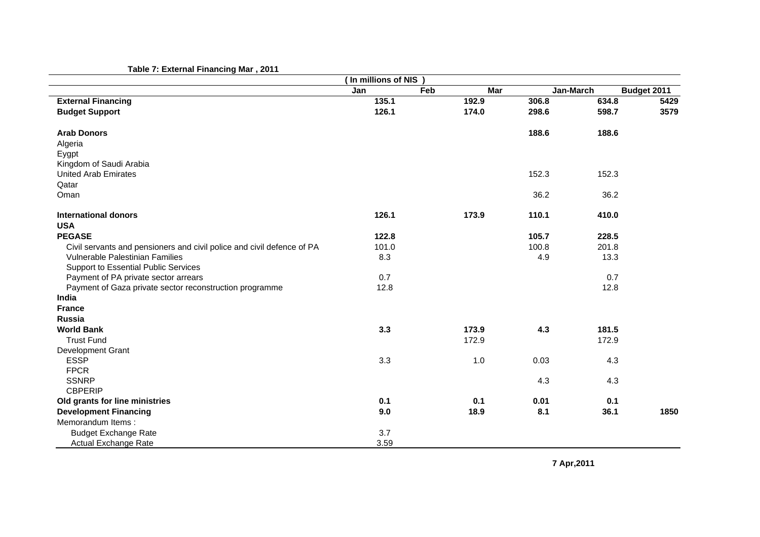**Table 7: External Financing Mar , 2011**

( In millions of NIS )

| | Jan | Feb | Mar | Jan-March | Budget 2011 |
|---|---|---|---|---|---|
| **External Financing** | **135.1** | **192.9** | **306.8** | **634.8** | **5429** |
| **Budget Support** | **126.1** | **174.0** | **298.6** | **598.7** | **3579** |
| | | | | | |
| **Arab Donors** | | | **188.6** | **188.6** | |
| Algeria | | | | | |
| Eygpt | | | | | |
| Kingdom of Saudi Arabia | | | | | |
| United Arab Emirates | | | 152.3 | 152.3 | |
| Qatar | | | | | |
| Oman | | | 36.2 | 36.2 | |
| | | | | | |
| **International donors** | **126.1** | **173.9** | **110.1** | **410.0** | |
| **USA** | | | | | |
| **PEGASE** | **122.8** | | **105.7** | **228.5** | |
| Civil servants and pensioners and civil police and civil defence of PA | 101.0 | | 100.8 | 201.8 | |
| Vulnerable Palestinian Families | 8.3 | | 4.9 | 13.3 | |
| Support to Essential Public Services | | | | | |
| Payment of PA private sector arrears | 0.7 | | | 0.7 | |
| Payment of Gaza private sector reconstruction programme | 12.8 | | | 12.8 | |
| **India** | | | | | |
| **France** | | | | | |
| **Russia** | | | | | |
| **World Bank** | **3.3** | **173.9** | **4.3** | **181.5** | |
| Trust Fund | | 172.9 | | 172.9 | |
| Development Grant | | | | | |
| ESSP | 3.3 | 1.0 | 0.03 | 4.3 | |
| FPCR | | | | | |
| SSNRP | | | 4.3 | 4.3 | |
| CBPERIP | | | | | |
| **Old grants for line ministries** | **0.1** | **0.1** | **0.01** | **0.1** | |
| **Development Financing** | **9.0** | **18.9** | **8.1** | **36.1** | **1850** |
| Memorandum Items : | | | | | |
| Budget Exchange Rate | 3.7 | | | | |
| Actual Exchange Rate | 3.59 | | | | |

**7 Apr,2011**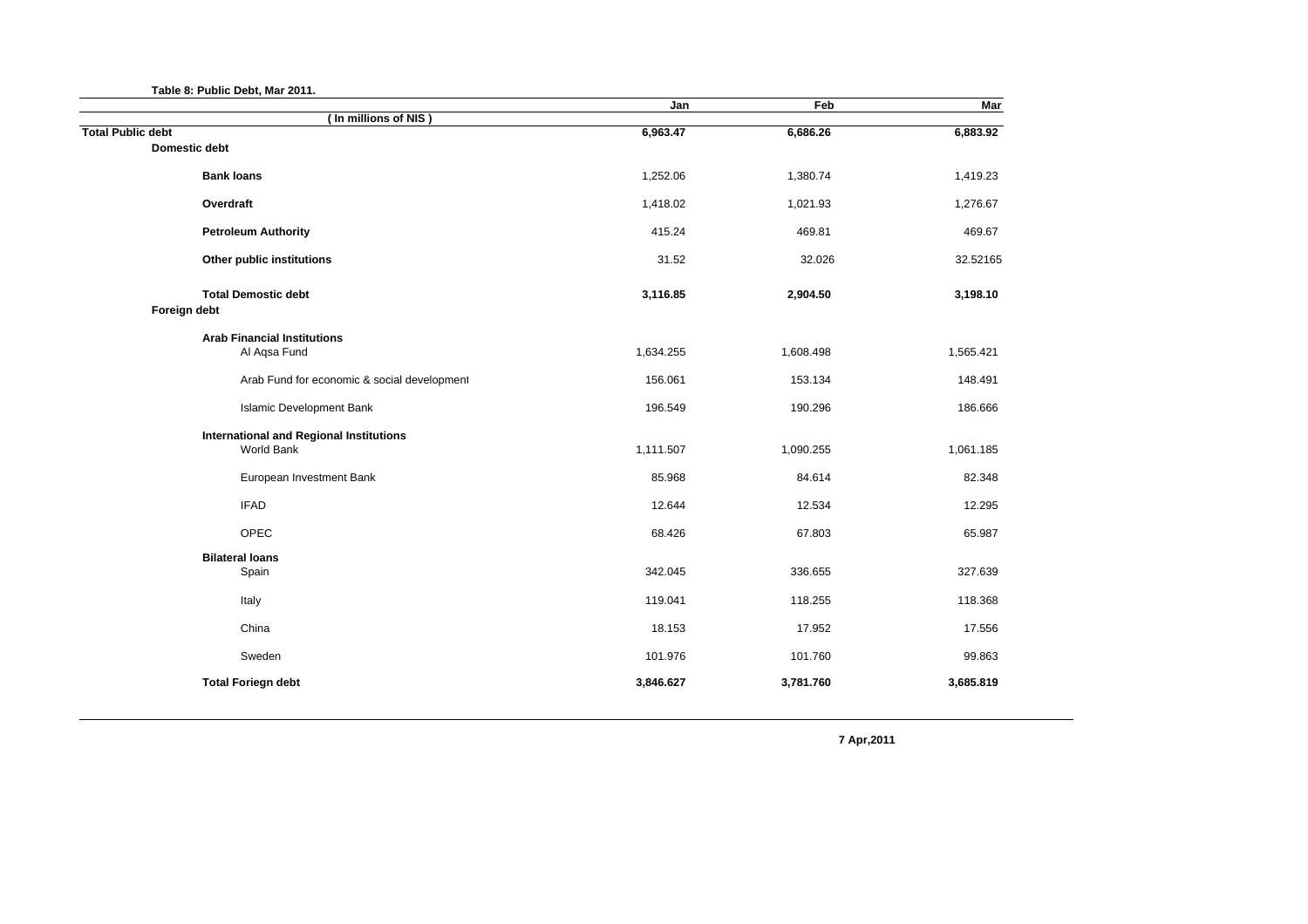**Table 8: Public Debt, Mar 2011.**

| (In millions of NIS) | Jan | Feb | Mar |
|---|---|---|---|
| **Total Public debt** | **6,963.47** | **6,686.26** | **6,883.92** |
| **Domestic debt** | | | |
| **Bank loans** | 1,252.06 | 1,380.74 | 1,419.23 |
| **Overdraft** | 1,418.02 | 1,021.93 | 1,276.67 |
| **Petroleum Authority** | 415.24 | 469.81 | 469.67 |
| **Other public institutions** | 31.52 | 32.026 | 32.52165 |
| **Total Demostic debt** | **3,116.85** | **2,904.50** | **3,198.10** |
| **Foreign debt** | | | |
| **Arab Financial Institutions** | | | |
| Al Aqsa Fund | 1,634.255 | 1,608.498 | 1,565.421 |
| Arab Fund for economic & social development | 156.061 | 153.134 | 148.491 |
| Islamic Development Bank | 196.549 | 190.296 | 186.666 |
| **International and Regional Institutions** | | | |
| World Bank | 1,111.507 | 1,090.255 | 1,061.185 |
| European Investment Bank | 85.968 | 84.614 | 82.348 |
| IFAD | 12.644 | 12.534 | 12.295 |
| OPEC | 68.426 | 67.803 | 65.987 |
| **Bilateral loans** | | | |
| Spain | 342.045 | 336.655 | 327.639 |
| Italy | 119.041 | 118.255 | 118.368 |
| China | 18.153 | 17.952 | 17.556 |
| Sweden | 101.976 | 101.760 | 99.863 |
| **Total Foriegn debt** | **3,846.627** | **3,781.760** | **3,685.819** |

**7 Apr,2011**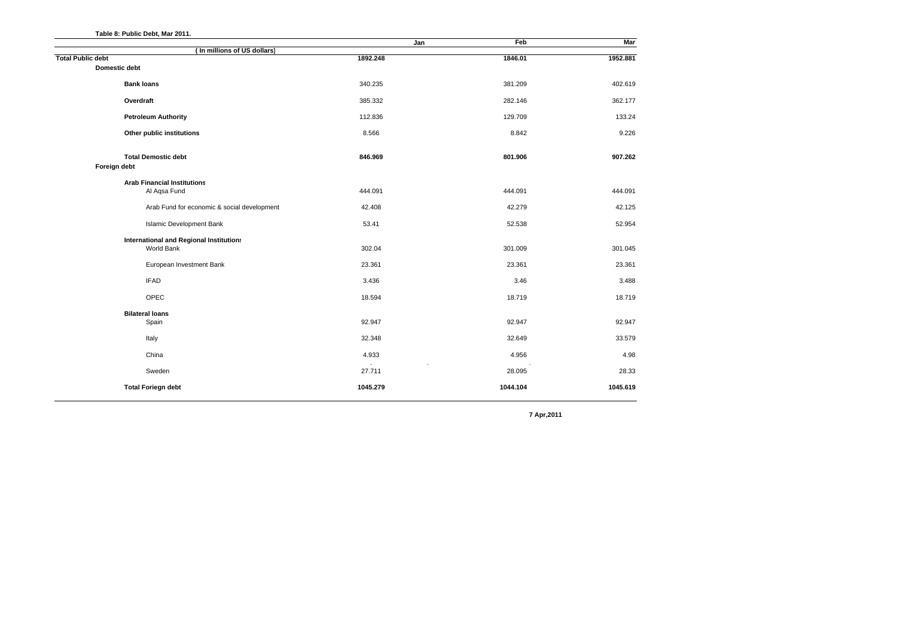**Table 8: Public Debt, Mar 2011.**

| (In millions of US dollars) | Jan | Feb | Mar |
|---|---|---|---|
| **Total Public debt** | **1892.248** | **1846.01** | **1952.881** |
| **Domestic debt** | | | |
| **Bank loans** | 340.235 | 381.209 | 402.619 |
| **Overdraft** | 385.332 | 282.146 | 362.177 |
| **Petroleum Authority** | 112.836 | 129.709 | 133.24 |
| **Other public institutions** | 8.566 | 8.842 | 9.226 |
| **Total Demostic debt** | **846.969** | **801.906** | **907.262** |
| **Foreign debt** | | | |
| **Arab Financial Institutions** | | | |
| Al Aqsa Fund | 444.091 | 444.091 | 444.091 |
| Arab Fund for economic & social development | 42.408 | 42.279 | 42.125 |
| Islamic Development Bank | 53.41 | 52.538 | 52.954 |
| **International and Regional Institutions** | | | |
| World Bank | 302.04 | 301.009 | 301.045 |
| European Investment Bank | 23.361 | 23.361 | 23.361 |
| IFAD | 3.436 | 3.46 | 3.488 |
| OPEC | 18.594 | 18.719 | 18.719 |
| **Bilateral loans** | | | |
| Spain | 92.947 | 92.947 | 92.947 |
| Italy | 32.348 | 32.649 | 33.579 |
| China | 4.933 | 4.956 | 4.98 |
| Sweden | 27.711 | 28.095 | 28.33 |
| **Total Foriegn debt** | **1045.279** | **1044.104** | **1045.619** |

**7 Apr,2011**